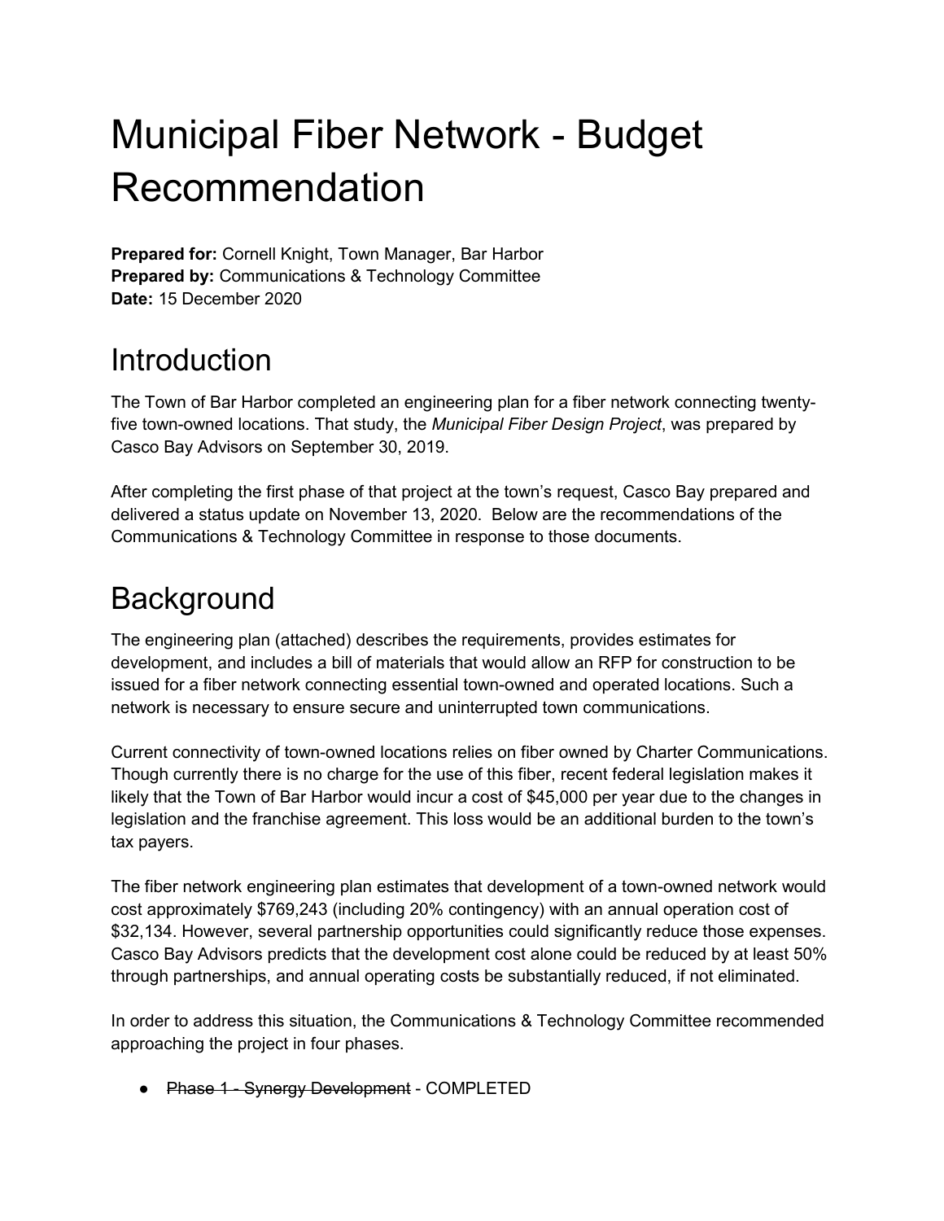# Municipal Fiber Network - Budget Recommendation

**Prepared for:** Cornell Knight, Town Manager, Bar Harbor
**Prepared by:** Communications & Technology Committee
**Date:** 15 December 2020

## Introduction

The Town of Bar Harbor completed an engineering plan for a fiber network connecting twenty-five town-owned locations. That study, the *Municipal Fiber Design Project*, was prepared by Casco Bay Advisors on September 30, 2019.

After completing the first phase of that project at the town's request, Casco Bay prepared and delivered a status update on November 13, 2020. Below are the recommendations of the Communications & Technology Committee in response to those documents.

## Background

The engineering plan (attached) describes the requirements, provides estimates for development, and includes a bill of materials that would allow an RFP for construction to be issued for a fiber network connecting essential town-owned and operated locations. Such a network is necessary to ensure secure and uninterrupted town communications.

Current connectivity of town-owned locations relies on fiber owned by Charter Communications. Though currently there is no charge for the use of this fiber, recent federal legislation makes it likely that the Town of Bar Harbor would incur a cost of $45,000 per year due to the changes in legislation and the franchise agreement. This loss would be an additional burden to the town's tax payers.

The fiber network engineering plan estimates that development of a town-owned network would cost approximately $769,243 (including 20% contingency) with an annual operation cost of $32,134. However, several partnership opportunities could significantly reduce those expenses. Casco Bay Advisors predicts that the development cost alone could be reduced by at least 50% through partnerships, and annual operating costs be substantially reduced, if not eliminated.

In order to address this situation, the Communications & Technology Committee recommended approaching the project in four phases.

- ~~Phase 1 - Synergy Development~~ - COMPLETED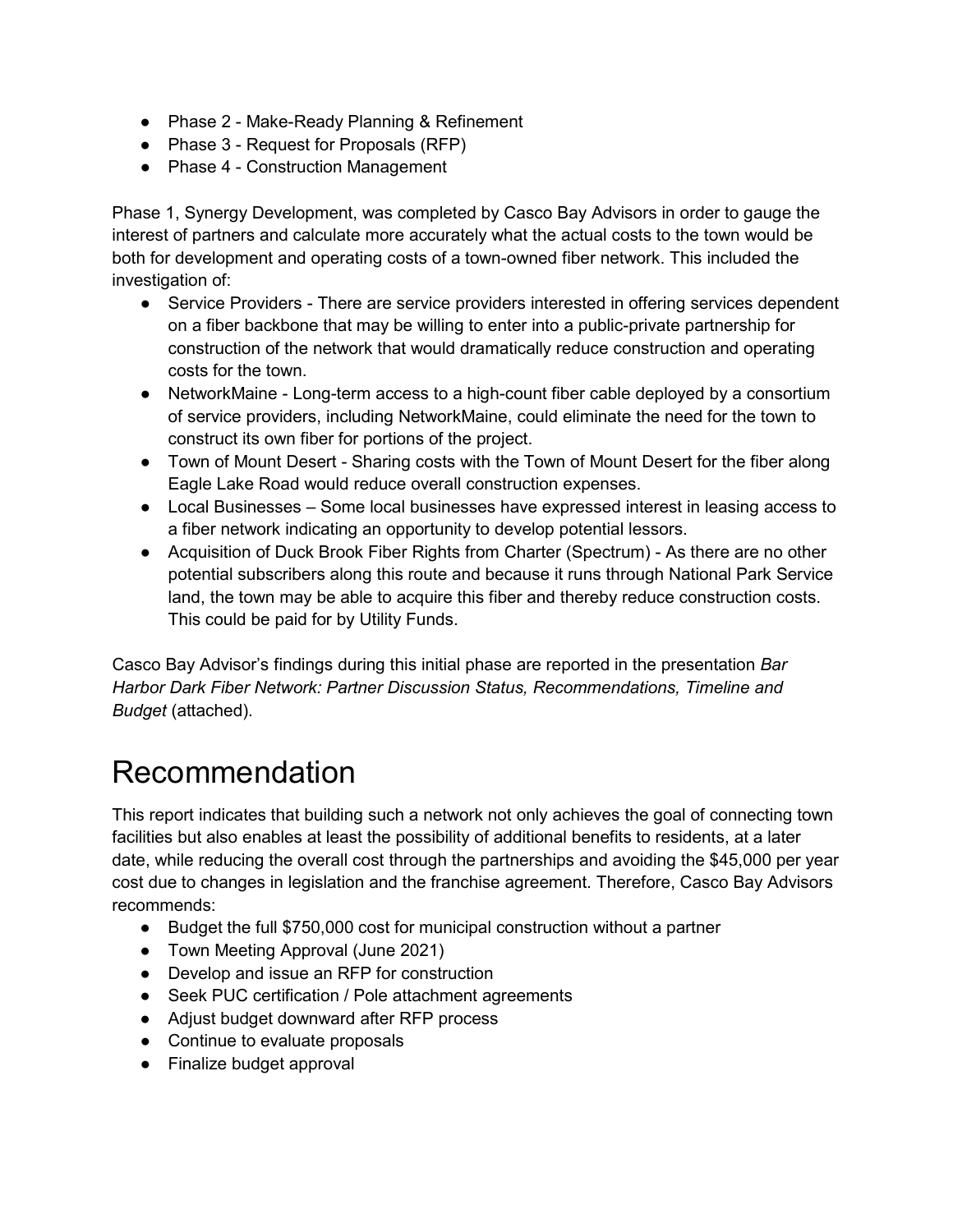- Phase 2 - Make-Ready Planning & Refinement
- Phase 3 - Request for Proposals (RFP)
- Phase 4 - Construction Management

Phase 1, Synergy Development, was completed by Casco Bay Advisors in order to gauge the interest of partners and calculate more accurately what the actual costs to the town would be both for development and operating costs of a town-owned fiber network. This included the investigation of:

- Service Providers - There are service providers interested in offering services dependent on a fiber backbone that may be willing to enter into a public-private partnership for construction of the network that would dramatically reduce construction and operating costs for the town.
- NetworkMaine - Long-term access to a high-count fiber cable deployed by a consortium of service providers, including NetworkMaine, could eliminate the need for the town to construct its own fiber for portions of the project.
- Town of Mount Desert - Sharing costs with the Town of Mount Desert for the fiber along Eagle Lake Road would reduce overall construction expenses.
- Local Businesses – Some local businesses have expressed interest in leasing access to a fiber network indicating an opportunity to develop potential lessors.
- Acquisition of Duck Brook Fiber Rights from Charter (Spectrum) - As there are no other potential subscribers along this route and because it runs through National Park Service land, the town may be able to acquire this fiber and thereby reduce construction costs. This could be paid for by Utility Funds.

Casco Bay Advisor's findings during this initial phase are reported in the presentation *Bar Harbor Dark Fiber Network: Partner Discussion Status, Recommendations, Timeline and Budget* (attached).

# Recommendation

This report indicates that building such a network not only achieves the goal of connecting town facilities but also enables at least the possibility of additional benefits to residents, at a later date, while reducing the overall cost through the partnerships and avoiding the $45,000 per year cost due to changes in legislation and the franchise agreement. Therefore, Casco Bay Advisors recommends:

- Budget the full $750,000 cost for municipal construction without a partner
- Town Meeting Approval (June 2021)
- Develop and issue an RFP for construction
- Seek PUC certification / Pole attachment agreements
- Adjust budget downward after RFP process
- Continue to evaluate proposals
- Finalize budget approval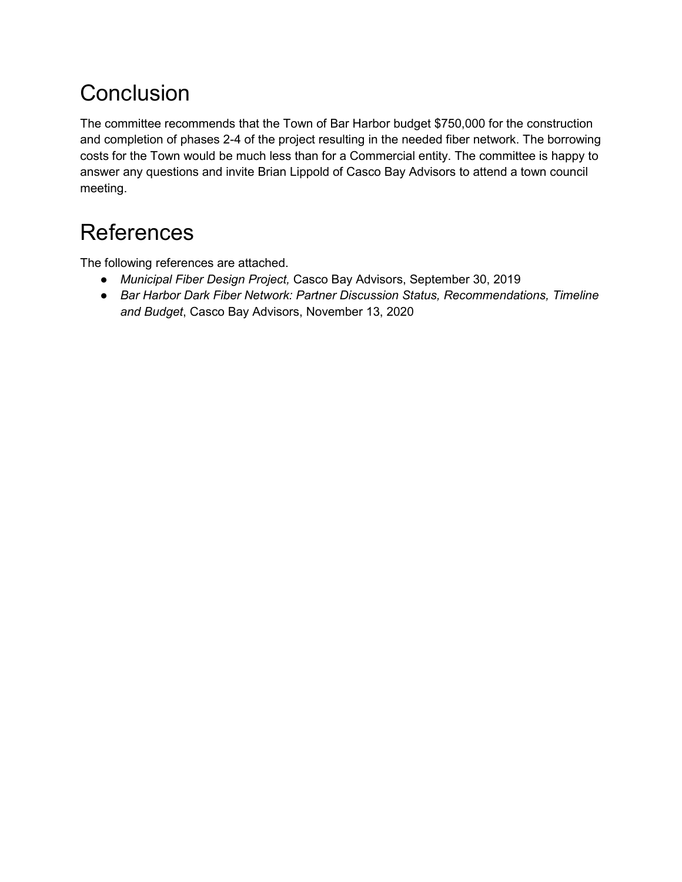# Conclusion

The committee recommends that the Town of Bar Harbor budget $750,000 for the construction and completion of phases 2-4 of the project resulting in the needed fiber network. The borrowing costs for the Town would be much less than for a Commercial entity. The committee is happy to answer any questions and invite Brian Lippold of Casco Bay Advisors to attend a town council meeting.

# References

The following references are attached.

- *Municipal Fiber Design Project,* Casco Bay Advisors, September 30, 2019
- *Bar Harbor Dark Fiber Network: Partner Discussion Status, Recommendations, Timeline and Budget*, Casco Bay Advisors, November 13, 2020